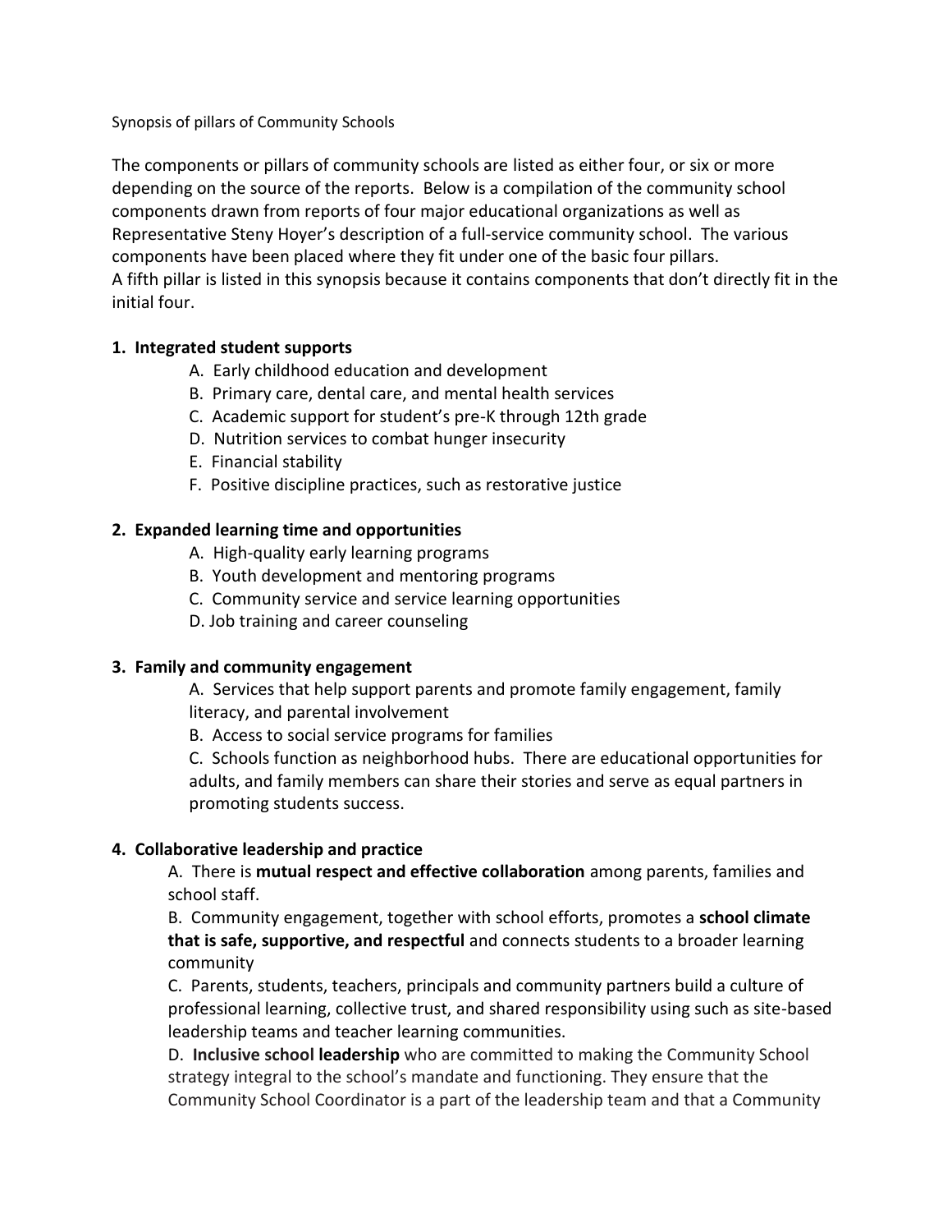Synopsis of pillars of Community Schools

The components or pillars of community schools are listed as either four, or six or more depending on the source of the reports. Below is a compilation of the community school components drawn from reports of four major educational organizations as well as Representative Steny Hoyer's description of a full-service community school. The various components have been placed where they fit under one of the basic four pillars.
A fifth pillar is listed in this synopsis because it contains components that don't directly fit in the initial four.

**1. Integrated student supports**

- A. Early childhood education and development
- B. Primary care, dental care, and mental health services
- C. Academic support for student's pre-K through 12th grade
- D. Nutrition services to combat hunger insecurity
- E. Financial stability
- F. Positive discipline practices, such as restorative justice

**2. Expanded learning time and opportunities**

- A. High-quality early learning programs
- B. Youth development and mentoring programs
- C. Community service and service learning opportunities
- D. Job training and career counseling

**3. Family and community engagement**

- A. Services that help support parents and promote family engagement, family literacy, and parental involvement
- B. Access to social service programs for families
- C. Schools function as neighborhood hubs. There are educational opportunities for adults, and family members can share their stories and serve as equal partners in promoting students success.

**4. Collaborative leadership and practice**

- A. There is **mutual respect and effective collaboration** among parents, families and school staff.
- B. Community engagement, together with school efforts, promotes a **school climate that is safe, supportive, and respectful** and connects students to a broader learning community
- C. Parents, students, teachers, principals and community partners build a culture of professional learning, collective trust, and shared responsibility using such as site-based leadership teams and teacher learning communities.
- D. **Inclusive school leadership** who are committed to making the Community School strategy integral to the school's mandate and functioning. They ensure that the Community School Coordinator is a part of the leadership team and that a Community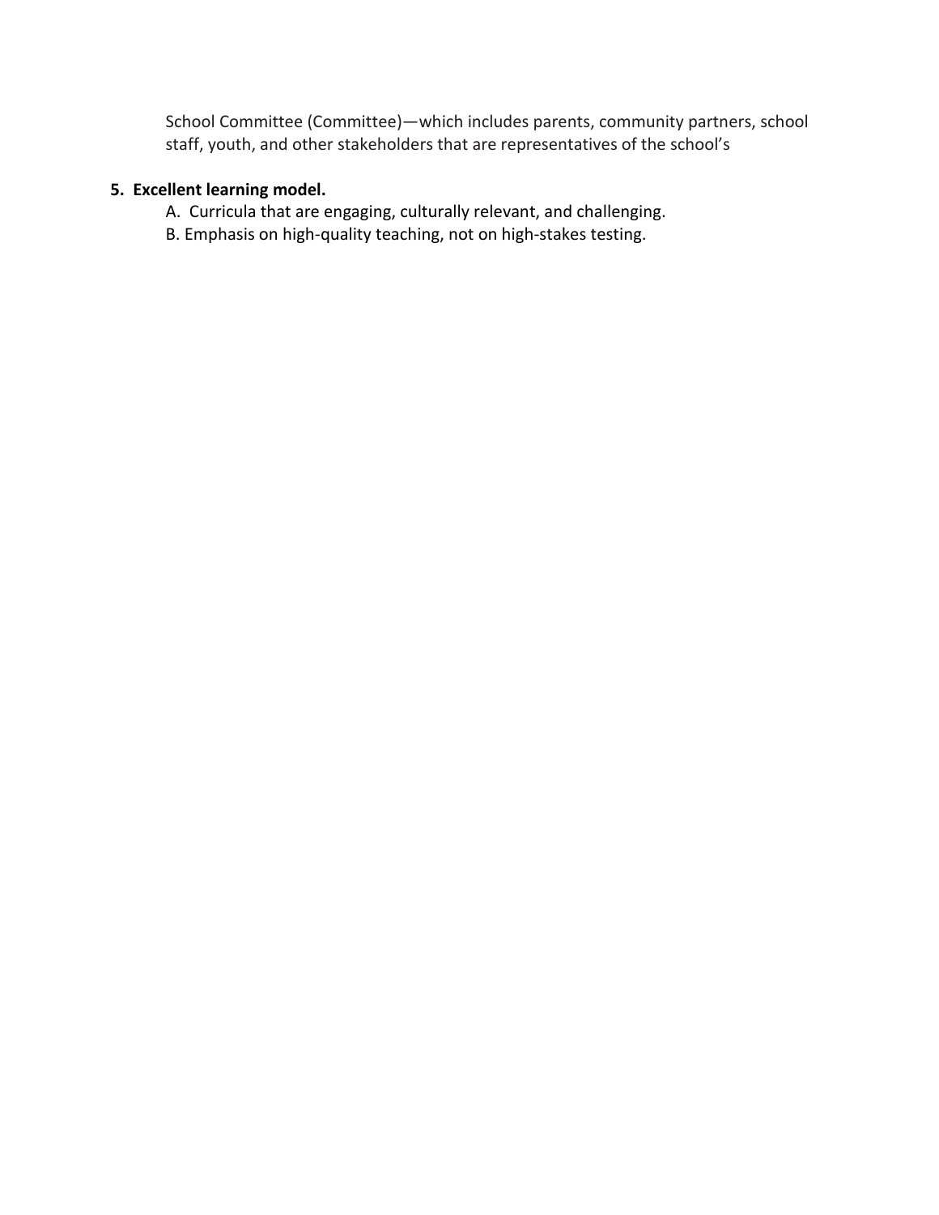School Committee (Committee)—which includes parents, community partners, school staff, youth, and other stakeholders that are representatives of the school's

5. **Excellent learning model.**
   A. Curricula that are engaging, culturally relevant, and challenging.
   B. Emphasis on high-quality teaching, not on high-stakes testing.